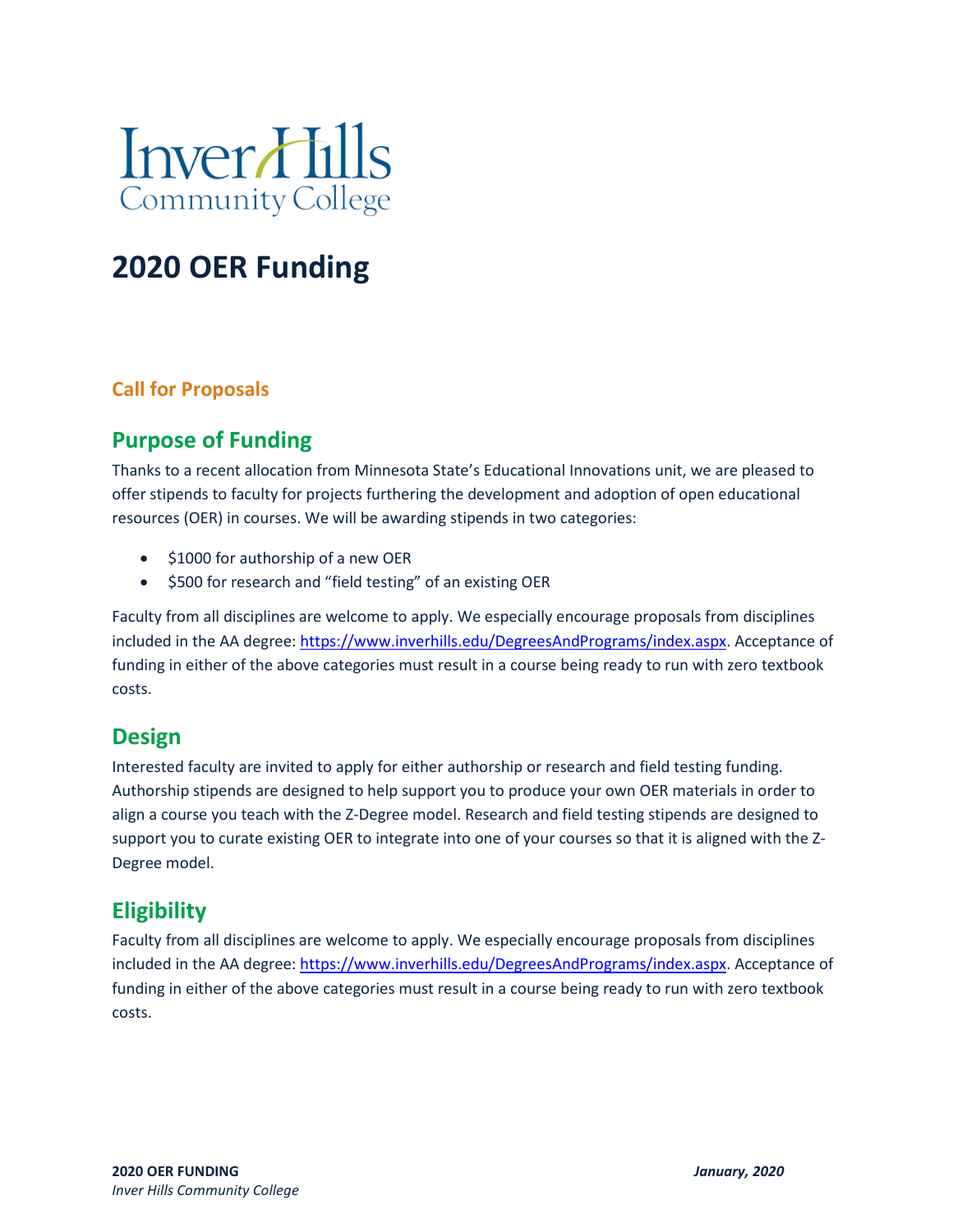Inver Hills Community College

# 2020 OER Funding

### Call for Proposals

## Purpose of Funding

Thanks to a recent allocation from Minnesota State's Educational Innovations unit, we are pleased to offer stipends to faculty for projects furthering the development and adoption of open educational resources (OER) in courses. We will be awarding stipends in two categories:

- $1000 for authorship of a new OER
- $500 for research and "field testing" of an existing OER

Faculty from all disciplines are welcome to apply. We especially encourage proposals from disciplines included in the AA degree: https://www.inverhills.edu/DegreesAndPrograms/index.aspx. Acceptance of funding in either of the above categories must result in a course being ready to run with zero textbook costs.

## Design

Interested faculty are invited to apply for either authorship or research and field testing funding. Authorship stipends are designed to help support you to produce your own OER materials in order to align a course you teach with the Z-Degree model. Research and field testing stipends are designed to support you to curate existing OER to integrate into one of your courses so that it is aligned with the Z-Degree model.

## Eligibility

Faculty from all disciplines are welcome to apply. We especially encourage proposals from disciplines included in the AA degree: https://www.inverhills.edu/DegreesAndPrograms/index.aspx. Acceptance of funding in either of the above categories must result in a course being ready to run with zero textbook costs.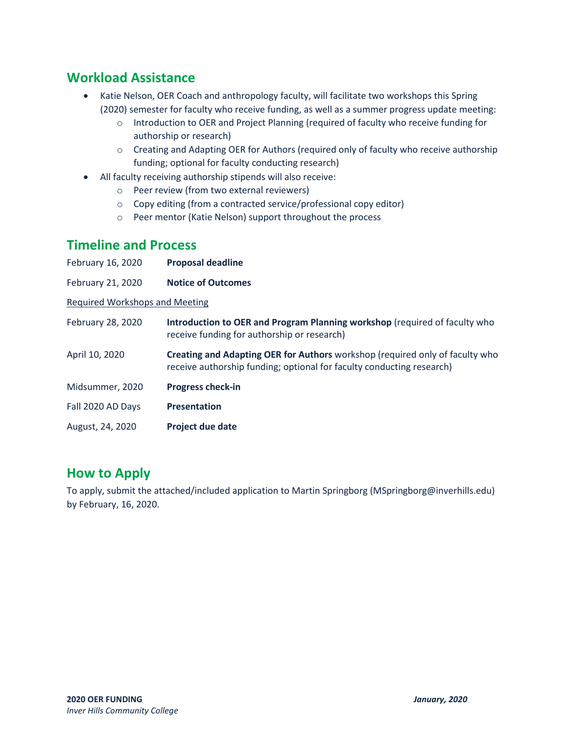## Workload Assistance

- Katie Nelson, OER Coach and anthropology faculty, will facilitate two workshops this Spring (2020) semester for faculty who receive funding, as well as a summer progress update meeting:
  - Introduction to OER and Project Planning (required of faculty who receive funding for authorship or research)
  - Creating and Adapting OER for Authors (required only of faculty who receive authorship funding; optional for faculty conducting research)
- All faculty receiving authorship stipends will also receive:
  - Peer review (from two external reviewers)
  - Copy editing (from a contracted service/professional copy editor)
  - Peer mentor (Katie Nelson) support throughout the process

## Timeline and Process

| | |
|---|---|
| February 16, 2020 | **Proposal deadline** |
| February 21, 2020 | **Notice of Outcomes** |
| Required Workshops and Meeting | |
| February 28, 2020 | **Introduction to OER and Program Planning workshop** (required of faculty who receive funding for authorship or research) |
| April 10, 2020 | **Creating and Adapting OER for Authors** workshop (required only of faculty who receive authorship funding; optional for faculty conducting research) |
| Midsummer, 2020 | **Progress check-in** |
| Fall 2020 AD Days | **Presentation** |
| August, 24, 2020 | **Project due date** |

## How to Apply

To apply, submit the attached/included application to Martin Springborg (MSpringborg@inverhills.edu) by February, 16, 2020.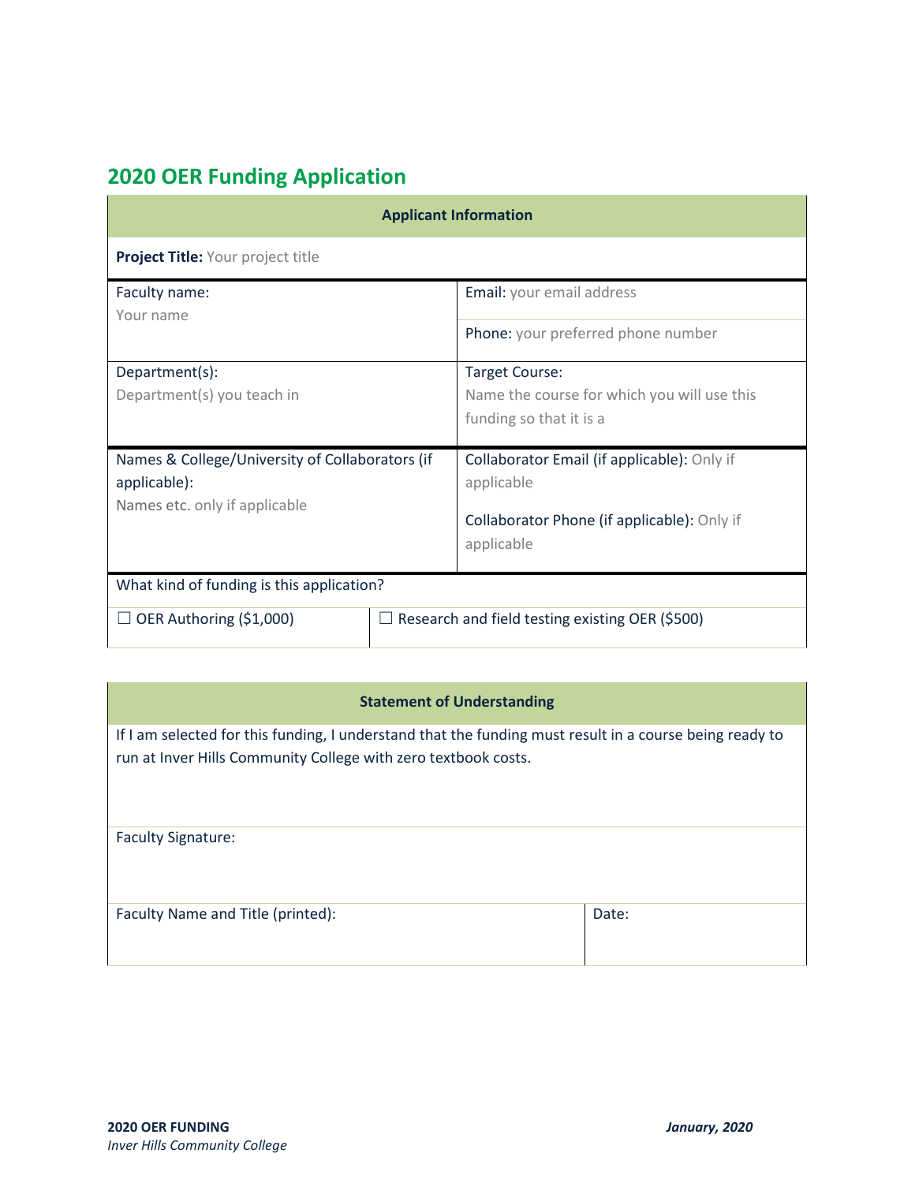## 2020 OER Funding Application

| Applicant Information | |
|---|---|
| **Project Title:** Your project title | |
| Faculty name: Your name | Email: your email address<br>Phone: your preferred phone number |
| Department(s): Department(s) you teach in | Target Course: Name the course for which you will use this funding so that it is a |
| Names & College/University of Collaborators (if applicable): Names etc. only if applicable | Collaborator Email (if applicable): Only if applicable<br>Collaborator Phone (if applicable): Only if applicable |
| What kind of funding is this application? | |
| ☐ OER Authoring ($1,000) | ☐ Research and field testing existing OER ($500) |

| Statement of Understanding | |
|---|---|
| If I am selected for this funding, I understand that the funding must result in a course being ready to run at Inver Hills Community College with zero textbook costs. | |
| Faculty Signature: | |
| Faculty Name and Title (printed): | Date: |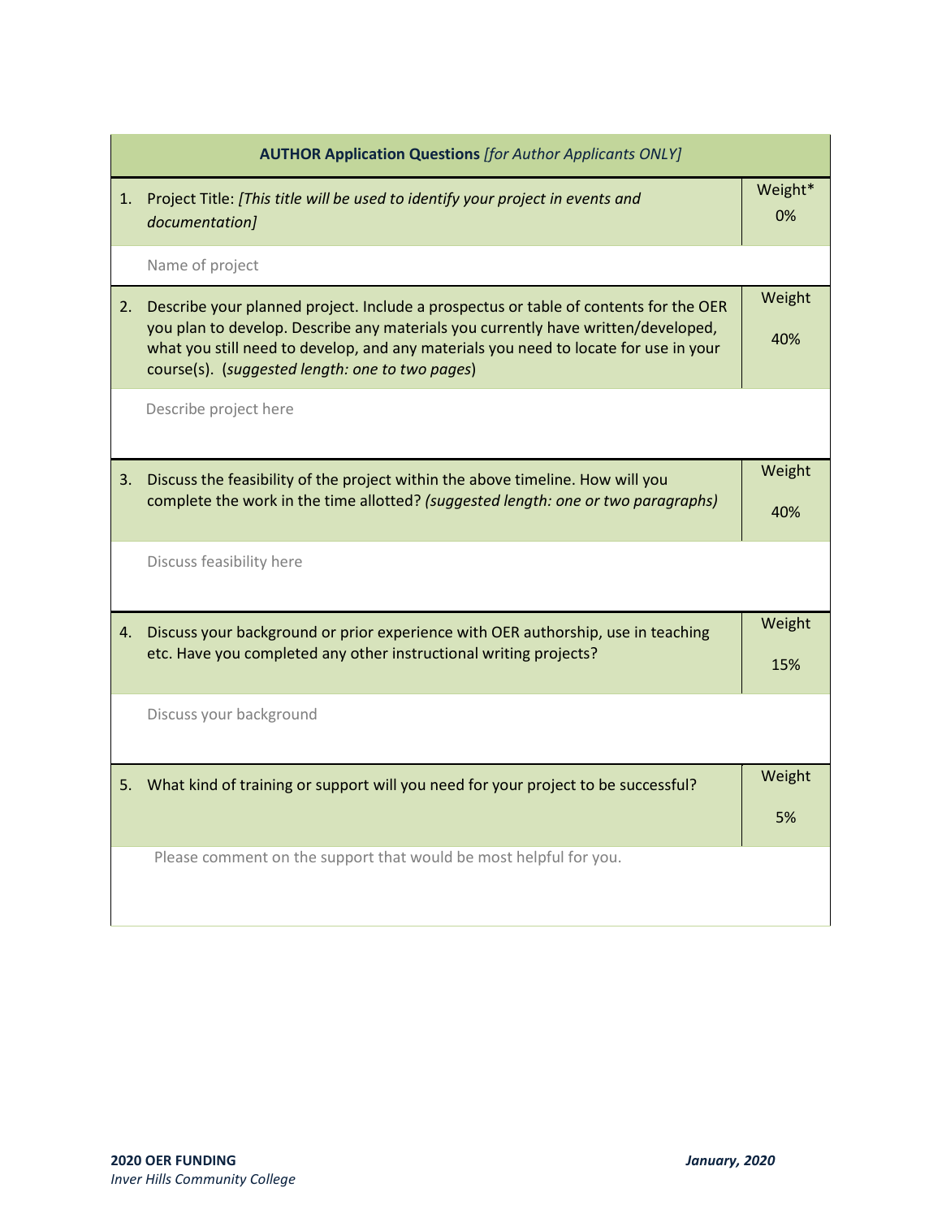| **AUTHOR Application Questions** *[for Author Applicants ONLY]* | |
|---|---|
| 1. Project Title: *[This title will be used to identify your project in events and documentation]* | Weight* 0% |
| Name of project | |
| 2. Describe your planned project. Include a prospectus or table of contents for the OER you plan to develop. Describe any materials you currently have written/developed, what you still need to develop, and any materials you need to locate for use in your course(s). (*suggested length: one to two pages*) | Weight 40% |
| Describe project here | |
| 3. Discuss the feasibility of the project within the above timeline. How will you complete the work in the time allotted? *(suggested length: one or two paragraphs)* | Weight 40% |
| Discuss feasibility here | |
| 4. Discuss your background or prior experience with OER authorship, use in teaching etc. Have you completed any other instructional writing projects? | Weight 15% |
| Discuss your background | |
| 5. What kind of training or support will you need for your project to be successful? | Weight 5% |
| Please comment on the support that would be most helpful for you. | |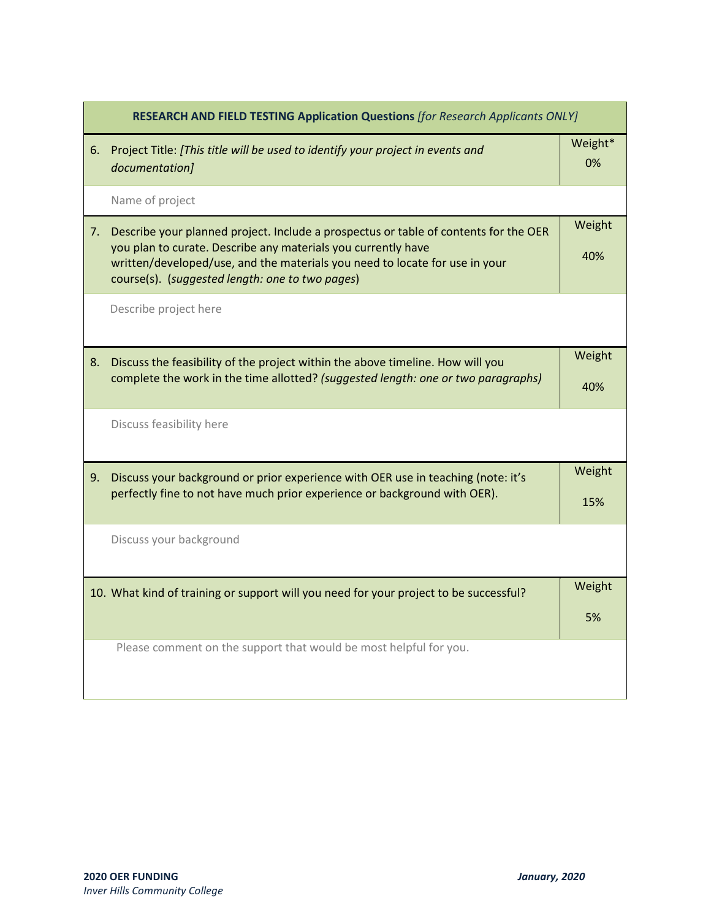| **RESEARCH AND FIELD TESTING Application Questions** *[for Research Applicants ONLY]* | |
|---|---|
| 6. Project Title: *[This title will be used to identify your project in events and documentation]* | Weight* 0% |
| Name of project | |
| 7. Describe your planned project. Include a prospectus or table of contents for the OER you plan to curate. Describe any materials you currently have written/developed/use, and the materials you need to locate for use in your course(s). (*suggested length: one to two pages*) | Weight 40% |
| Describe project here | |
| 8. Discuss the feasibility of the project within the above timeline. How will you complete the work in the time allotted? *(suggested length: one or two paragraphs)* | Weight 40% |
| Discuss feasibility here | |
| 9. Discuss your background or prior experience with OER use in teaching (note: it's perfectly fine to not have much prior experience or background with OER). | Weight 15% |
| Discuss your background | |
| 10. What kind of training or support will you need for your project to be successful? | Weight 5% |
| Please comment on the support that would be most helpful for you. | |